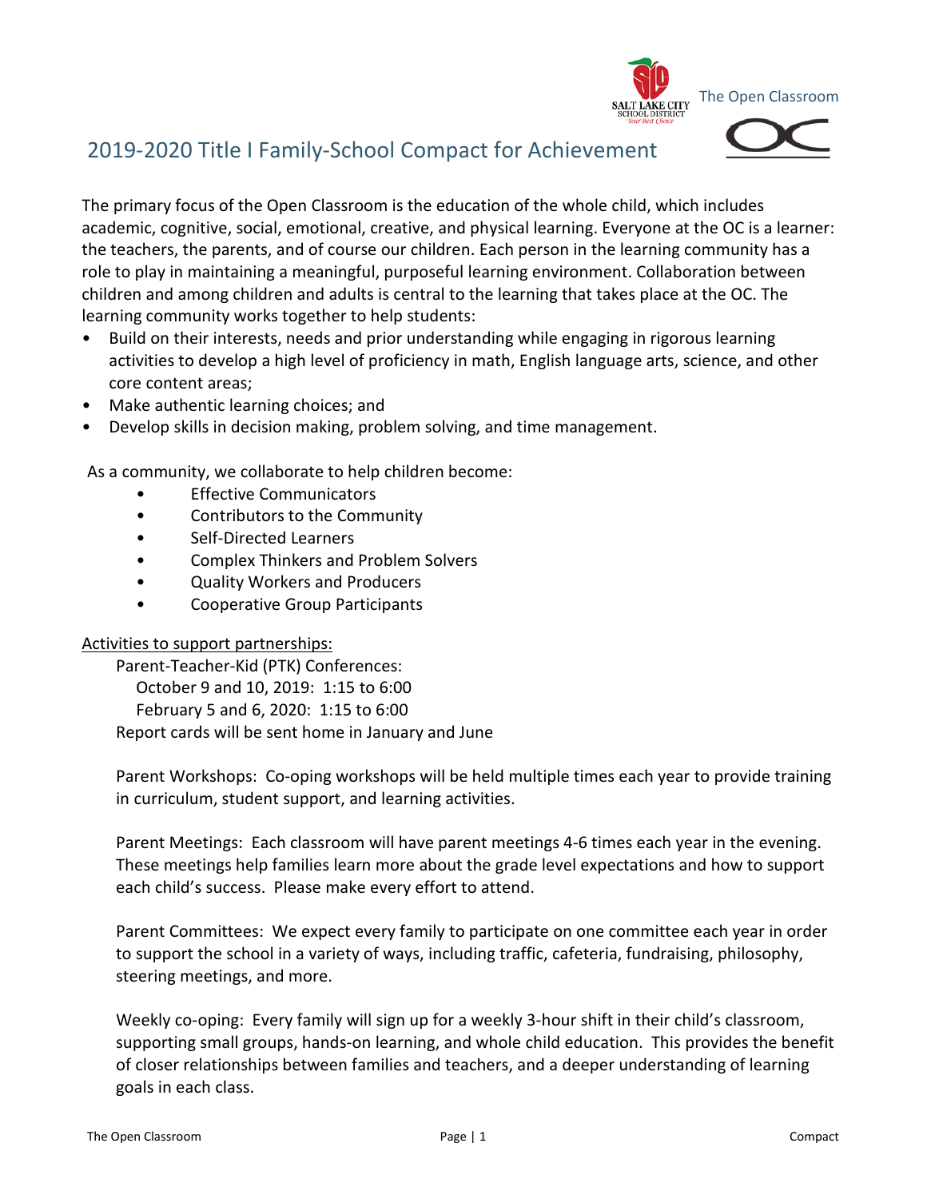The Open Classroom

# 2019-2020 Title I Family-School Compact for Achievement

The primary focus of the Open Classroom is the education of the whole child, which includes academic, cognitive, social, emotional, creative, and physical learning. Everyone at the OC is a learner: the teachers, the parents, and of course our children. Each person in the learning community has a role to play in maintaining a meaningful, purposeful learning environment. Collaboration between children and among children and adults is central to the learning that takes place at the OC. The learning community works together to help students:

- Build on their interests, needs and prior understanding while engaging in rigorous learning activities to develop a high level of proficiency in math, English language arts, science, and other core content areas;
- Make authentic learning choices; and
- Develop skills in decision making, problem solving, and time management.

As a community, we collaborate to help children become:

- Effective Communicators
- Contributors to the Community
- Self-Directed Learners
- Complex Thinkers and Problem Solvers
- Quality Workers and Producers
- Cooperative Group Participants

<u>Activities to support partnerships:</u>

Parent-Teacher-Kid (PTK) Conferences:
October 9 and 10, 2019: 1:15 to 6:00
February 5 and 6, 2020: 1:15 to 6:00
Report cards will be sent home in January and June

Parent Workshops: Co-oping workshops will be held multiple times each year to provide training in curriculum, student support, and learning activities.

Parent Meetings: Each classroom will have parent meetings 4-6 times each year in the evening. These meetings help families learn more about the grade level expectations and how to support each child's success. Please make every effort to attend.

Parent Committees: We expect every family to participate on one committee each year in order to support the school in a variety of ways, including traffic, cafeteria, fundraising, philosophy, steering meetings, and more.

Weekly co-oping: Every family will sign up for a weekly 3-hour shift in their child's classroom, supporting small groups, hands-on learning, and whole child education. This provides the benefit of closer relationships between families and teachers, and a deeper understanding of learning goals in each class.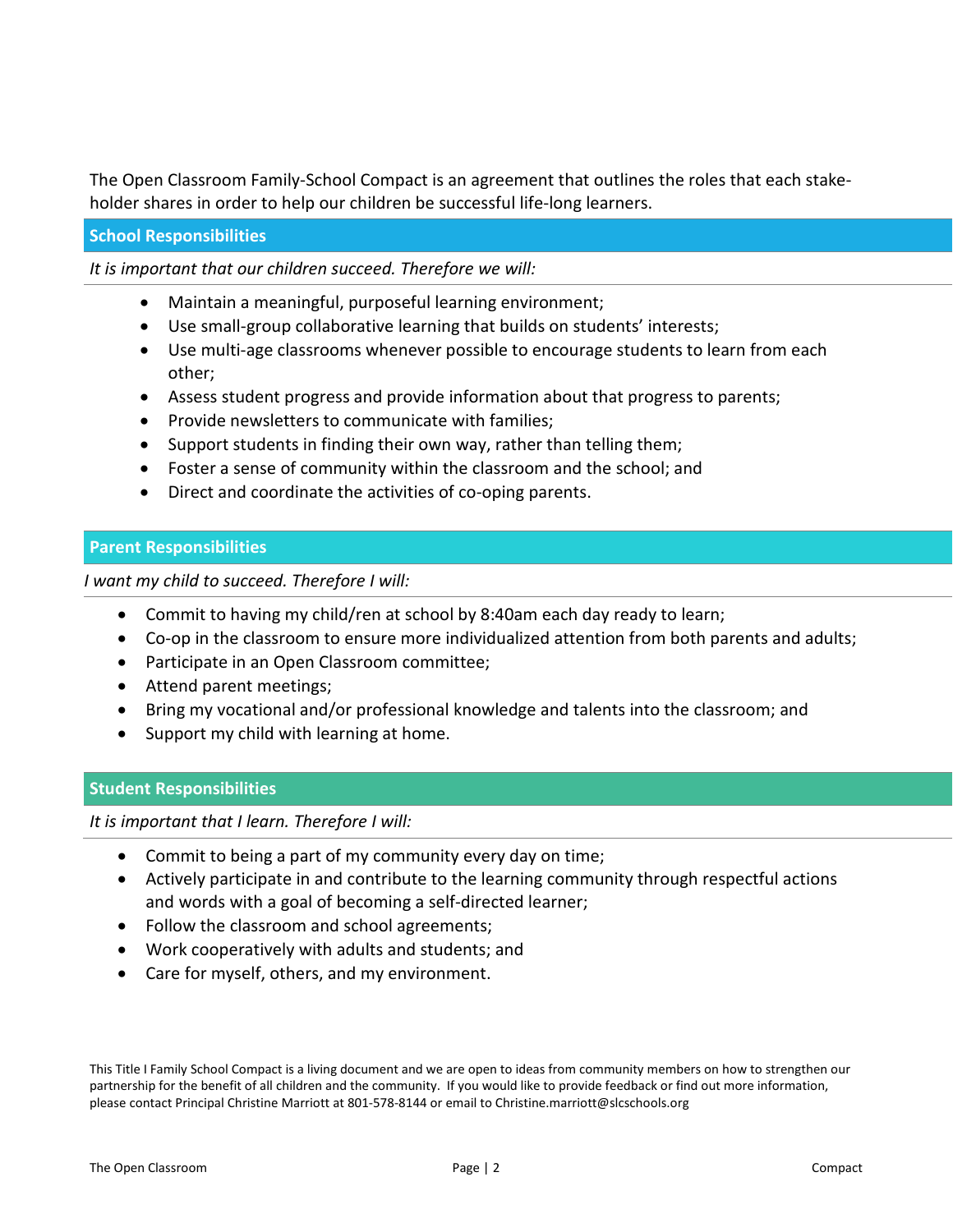The Open Classroom Family-School Compact is an agreement that outlines the roles that each stake-holder shares in order to help our children be successful life-long learners.

## School Responsibilities

*It is important that our children succeed. Therefore we will:*

- Maintain a meaningful, purposeful learning environment;
- Use small-group collaborative learning that builds on students' interests;
- Use multi-age classrooms whenever possible to encourage students to learn from each other;
- Assess student progress and provide information about that progress to parents;
- Provide newsletters to communicate with families;
- Support students in finding their own way, rather than telling them;
- Foster a sense of community within the classroom and the school; and
- Direct and coordinate the activities of co-oping parents.

## Parent Responsibilities

*I want my child to succeed. Therefore I will:*

- Commit to having my child/ren at school by 8:40am each day ready to learn;
- Co-op in the classroom to ensure more individualized attention from both parents and adults;
- Participate in an Open Classroom committee;
- Attend parent meetings;
- Bring my vocational and/or professional knowledge and talents into the classroom; and
- Support my child with learning at home.

## Student Responsibilities

*It is important that I learn. Therefore I will:*

- Commit to being a part of my community every day on time;
- Actively participate in and contribute to the learning community through respectful actions and words with a goal of becoming a self-directed learner;
- Follow the classroom and school agreements;
- Work cooperatively with adults and students; and
- Care for myself, others, and my environment.

This Title I Family School Compact is a living document and we are open to ideas from community members on how to strengthen our partnership for the benefit of all children and the community. If you would like to provide feedback or find out more information, please contact Principal Christine Marriott at 801-578-8144 or email to Christine.marriott@slcschools.org